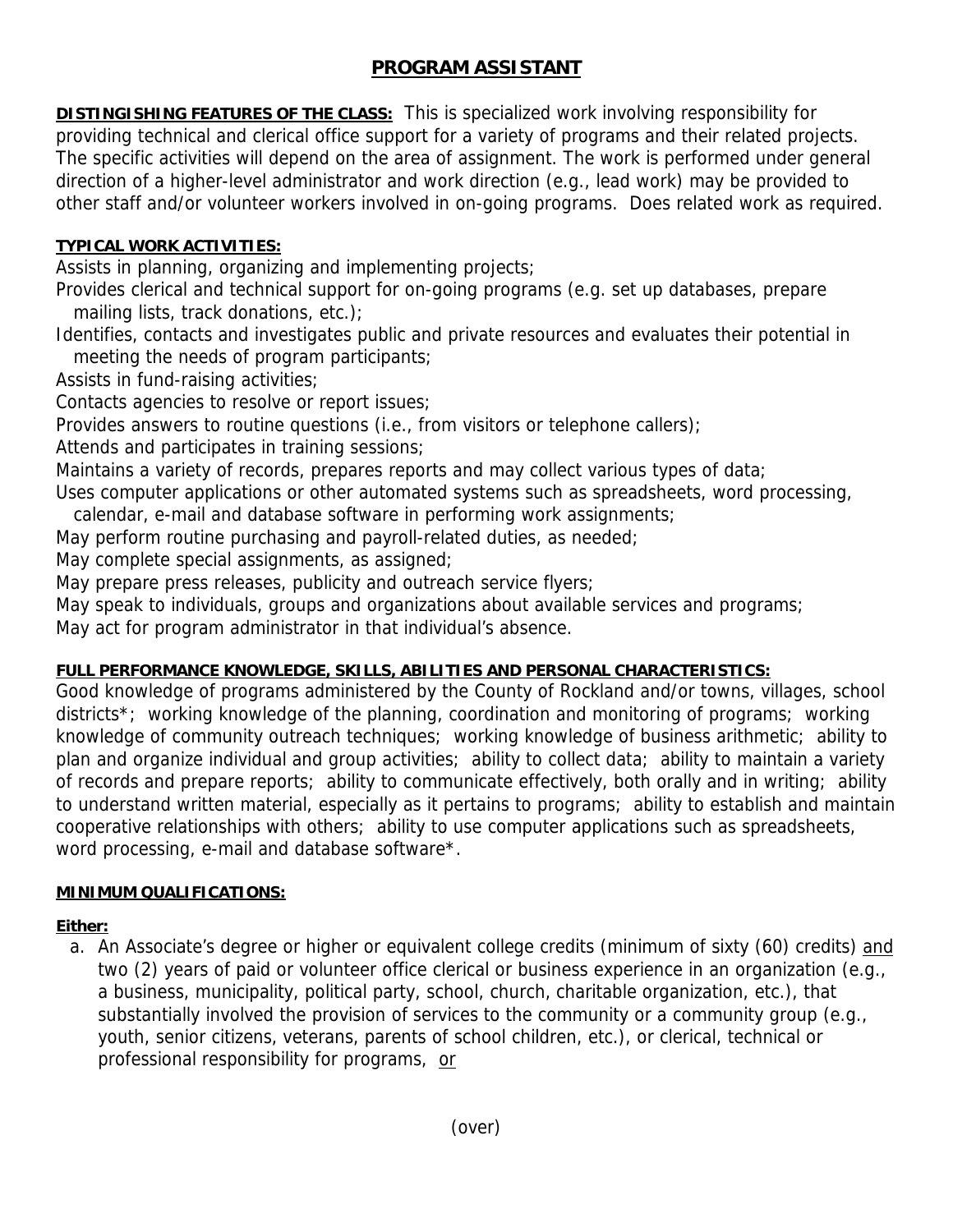# PROGRAM ASSISTANT

**DISTINGISHING FEATURES OF THE CLASS:** This is specialized work involving responsibility for providing technical and clerical office support for a variety of programs and their related projects. The specific activities will depend on the area of assignment. The work is performed under general direction of a higher-level administrator and work direction (e.g., lead work) may be provided to other staff and/or volunteer workers involved in on-going programs. Does related work as required.

**TYPICAL WORK ACTIVITIES:**

Assists in planning, organizing and implementing projects;
Provides clerical and technical support for on-going programs (e.g. set up databases, prepare mailing lists, track donations, etc.);
Identifies, contacts and investigates public and private resources and evaluates their potential in meeting the needs of program participants;
Assists in fund-raising activities;
Contacts agencies to resolve or report issues;
Provides answers to routine questions (i.e., from visitors or telephone callers);
Attends and participates in training sessions;
Maintains a variety of records, prepares reports and may collect various types of data;
Uses computer applications or other automated systems such as spreadsheets, word processing, calendar, e-mail and database software in performing work assignments;
May perform routine purchasing and payroll-related duties, as needed;
May complete special assignments, as assigned;
May prepare press releases, publicity and outreach service flyers;
May speak to individuals, groups and organizations about available services and programs;
May act for program administrator in that individual's absence.

**FULL PERFORMANCE KNOWLEDGE, SKILLS, ABILITIES AND PERSONAL CHARACTERISTICS:**

Good knowledge of programs administered by the County of Rockland and/or towns, villages, school districts*; working knowledge of the planning, coordination and monitoring of programs; working knowledge of community outreach techniques; working knowledge of business arithmetic; ability to plan and organize individual and group activities; ability to collect data; ability to maintain a variety of records and prepare reports; ability to communicate effectively, both orally and in writing; ability to understand written material, especially as it pertains to programs; ability to establish and maintain cooperative relationships with others; ability to use computer applications such as spreadsheets, word processing, e-mail and database software*.

**MINIMUM QUALIFICATIONS:**

**Either:**

a. An Associate's degree or higher or equivalent college credits (minimum of sixty (60) credits) and two (2) years of paid or volunteer office clerical or business experience in an organization (e.g., a business, municipality, political party, school, church, charitable organization, etc.), that substantially involved the provision of services to the community or a community group (e.g., youth, senior citizens, veterans, parents of school children, etc.), or clerical, technical or professional responsibility for programs, or

(over)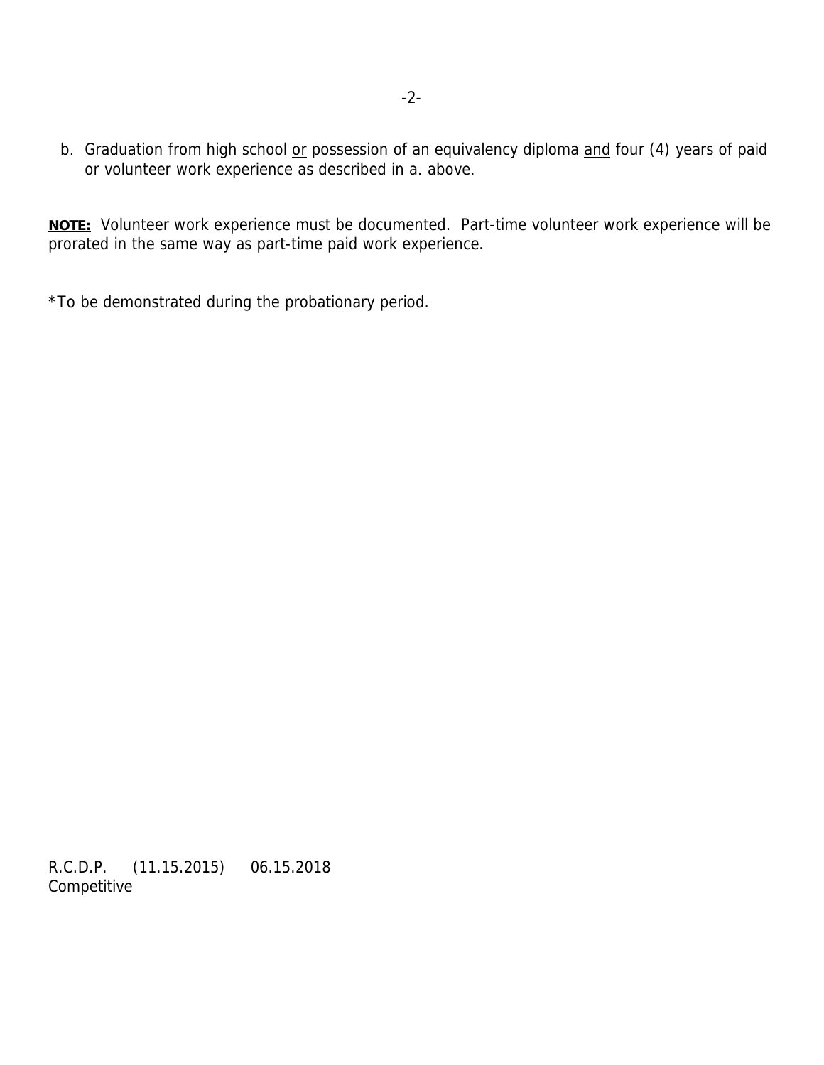b. Graduation from high school <u>or</u> possession of an equivalency diploma <u>and</u> four (4) years of paid or volunteer work experience as described in a. above.

**<u>NOTE:</u>** Volunteer work experience must be documented. Part-time volunteer work experience will be prorated in the same way as part-time paid work experience.

*To be demonstrated during the probationary period.

R.C.D.P. (11.15.2015) 06.15.2018
Competitive